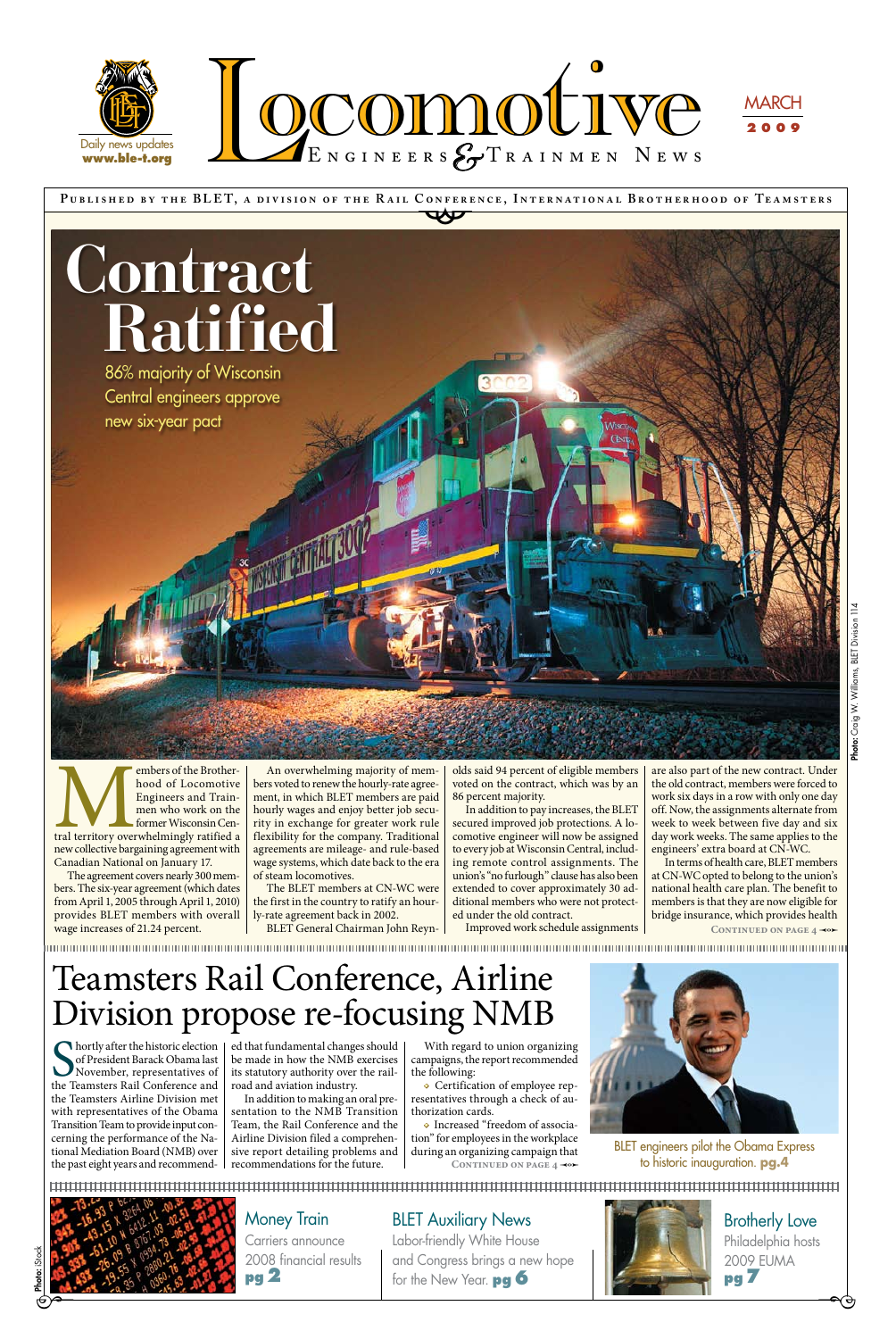# Locomotive Engineers & Trainmen News

Daily news updates **www.ble-t.org**

MARCH **2009**

**Published by the BLET, a division of the Rail Conference, International Brotherhood of Teamsters**

# Contract Ratified

86% majority of Wisconsin Central engineers approve new six-year pact

Photo: Craig W. Williams, BLET Division 114

Members of the Brotherhood of Locomotive Engineers and Trainmen who work on the former Wisconsin Central territory overwhelmingly ratified a new collective bargaining agreement with Canadian National on January 17.

The agreement covers nearly 300 members. The six-year agreement (which dates from April 1, 2005 through April 1, 2010) provides BLET members with overall wage increases of 21.24 percent.

An overwhelming majority of members voted to renew the hourly-rate agreement, in which BLET members are paid hourly wages and enjoy better job security in exchange for greater work rule flexibility for the company. Traditional agreements are mileage- and rule-based wage systems, which date back to the era of steam locomotives.

The BLET members at CN-WC were the first in the country to ratify an hourly-rate agreement back in 2002.

BLET General Chairman John Reynolds said 94 percent of eligible members voted on the contract, which was by an 86 percent majority.

In addition to pay increases, the BLET secured improved job protections. A locomotive engineer will now be assigned to every job at Wisconsin Central, including remote control assignments. The union's "no furlough" clause has also been extended to cover approximately 30 additional members who were not protected under the old contract.

Improved work schedule assignments are also part of the new contract. Under the old contract, members were forced to work six days in a row with only one day off. Now, the assignments alternate from week to week between five day and six day work weeks. The same applies to the engineers' extra board at CN-WC.

In terms of health care, BLET members at CN-WC opted to belong to the union's national health care plan. The benefit to members is that they are now eligible for bridge insurance, which provides health

**Continued on page 4**

# Teamsters Rail Conference, Airline Division propose re-focusing NMB

Shortly after the historic election of President Barack Obama last November, representatives of the Teamsters Rail Conference and the Teamsters Airline Division met with representatives of the Obama Transition Team to provide input concerning the performance of the National Mediation Board (NMB) over the past eight years and recommended that fundamental changes should be made in how the NMB exercises its statutory authority over the railroad and aviation industry.

In addition to making an oral presentation to the NMB Transition Team, the Rail Conference and the Airline Division filed a comprehensive report detailing problems and recommendations for the future.

With regard to union organizing campaigns, the report recommended the following:

- Certification of employee representatives through a check of authorization cards.
- Increased "freedom of association" for employees in the workplace during an organizing campaign that

**Continued on page 4**

BLET engineers pilot the Obama Express to historic inauguration. **pg.4**

Photo: iStock

**Money Train**
Carriers announce 2008 financial results **pg 2**

**BLET Auxiliary News**
Labor-friendly White House and Congress brings a new hope for the New Year. **pg 6**

**Brotherly Love**
Philadelphia hosts 2009 EUMA **pg 7**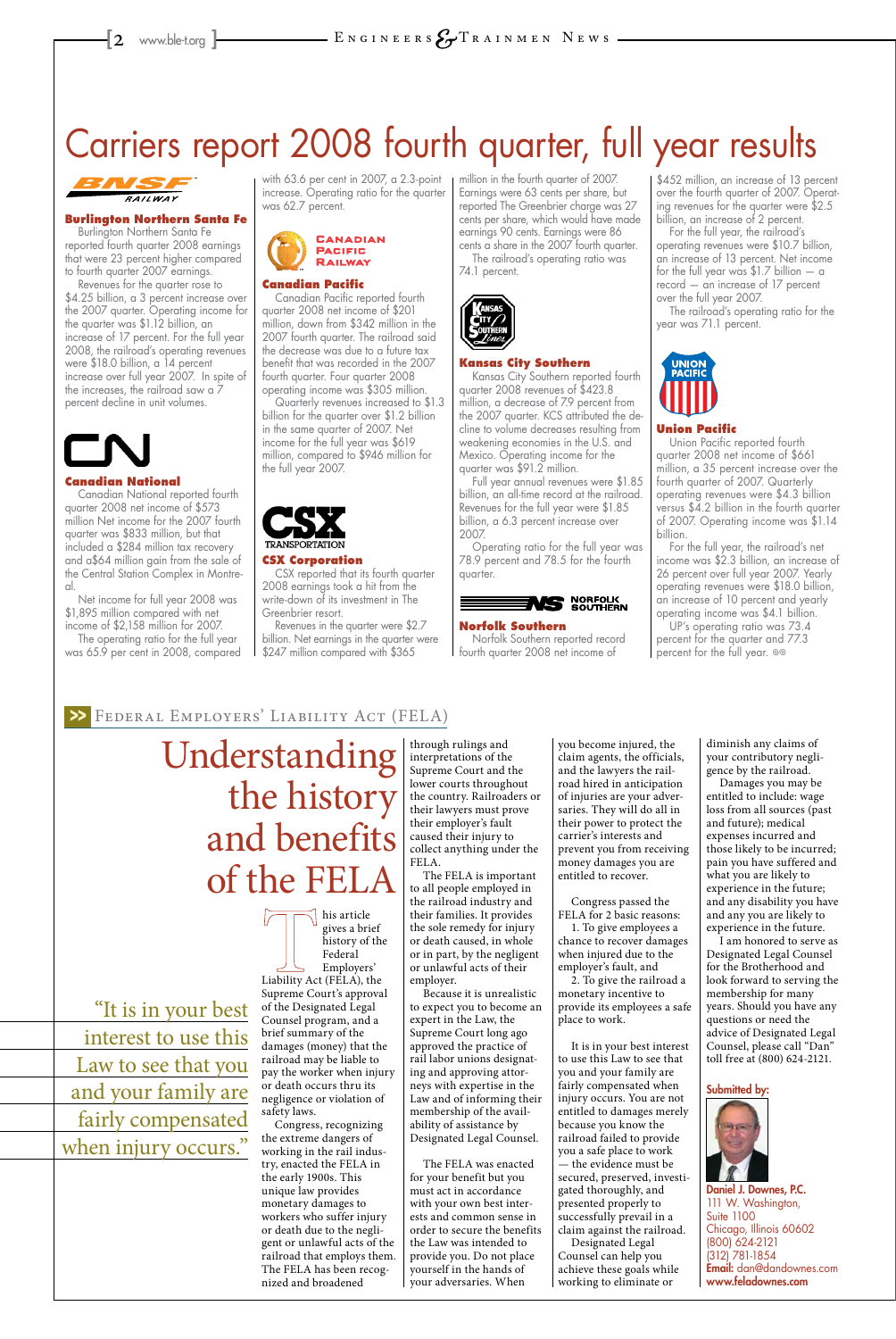# Carriers report 2008 fourth quarter, full year results

### Burlington Northern Santa Fe

Burlington Northern Santa Fe reported fourth quarter 2008 earnings that were 23 percent higher compared to fourth quarter 2007 earnings.

Revenues for the quarter rose to $4.25 billion, a 3 percent increase over the 2007 quarter. Operating income for the quarter was $1.12 billion, an increase of 17 percent. For the full year 2008, the railroad's operating revenues were $18.0 billion, a 14 percent increase over full year 2007. In spite of the increases, the railroad saw a 7 percent decline in unit volumes.

### Canadian National

Canadian National reported fourth quarter 2008 net income of $573 million Net income for the 2007 fourth quarter was $833 million, but that included a $284 million tax recovery and a$64 million gain from the sale of the Central Station Complex in Montreal.

Net income for full year 2008 was $1,895 million compared with net income of $2,158 million for 2007.

The operating ratio for the full year was 65.9 per cent in 2008, compared with 63.6 per cent in 2007, a 2.3-point increase. Operating ratio for the quarter was 62.7 percent.

### Canadian Pacific

Canadian Pacific reported fourth quarter 2008 net income of $201 million, down from $342 million in the 2007 fourth quarter. The railroad said the decrease was due to a future tax benefit that was recorded in the 2007 fourth quarter. Four quarter 2008 operating income was $305 million.

Quarterly revenues increased to $1.3 billion for the quarter over $1.2 billion in the same quarter of 2007. Net income for the full year was $619 million, compared to $946 million for the full year 2007.

### CSX Corporation

CSX reported that its fourth quarter 2008 earnings took a hit from the write-down of its investment in The Greenbrier resort.

Revenues in the quarter were $2.7 billion. Net earnings in the quarter were $247 million compared with $365 million in the fourth quarter of 2007. Earnings were 63 cents per share, but reported The Greenbrier charge was 27 cents per share, which would have made earnings 90 cents. Earnings were 86 cents a share in the 2007 fourth quarter.

The railroad's operating ratio was 74.1 percent.

### Kansas City Southern

Kansas City Southern reported fourth quarter 2008 revenues of $423.8 million, a decrease of 7.9 percent from the 2007 quarter. KCS attributed the decline to volume decreases resulting from weakening economies in the U.S. and Mexico. Operating income for the quarter was $91.2 million.

Full year annual revenues were $1.85 billion, an all-time record at the railroad. Revenues for the full year were $1.85 billion, a 6.3 percent increase over 2007.

Operating ratio for the full year was 78.9 percent and 78.5 for the fourth quarter.

### Norfolk Southern

Norfolk Southern reported record fourth quarter 2008 net income of $452 million, an increase of 13 percent over the fourth quarter of 2007. Operating revenues for the quarter were $2.5 billion, an increase of 2 percent.

For the full year, the railroad's operating revenues were $10.7 billion, an increase of 13 percent. Net income for the full year was $1.7 billion — a record — an increase of 17 percent over the full year 2007.

The railroad's operating ratio for the year was 71.1 percent.

### Union Pacific

Union Pacific reported fourth quarter 2008 net income of $661 million, a 35 percent increase over the fourth quarter of 2007. Quarterly operating revenues were $4.3 billion versus $4.2 billion in the fourth quarter of 2007. Operating income was $1.14 billion.

For the full year, the railroad's net income was $2.3 billion, an increase of 26 percent over full year 2007. Yearly operating revenues were $18.0 billion, an increase of 10 percent and yearly operating income was $4.1 billion.

UP's operating ratio was 73.4 percent for the quarter and 77.3 percent for the full year.

---

FEDERAL EMPLOYERS' LIABILITY ACT (FELA)

# Understanding the history and benefits of the FELA

> "It is in your best interest to use this Law to see that you and your family are fairly compensated when injury occurs."

This article gives a brief history of the Federal Employers' Liability Act (FELA), the Supreme Court's approval of the Designated Legal Counsel program, and a brief summary of the damages (money) that the railroad may be liable to pay the worker when injury or death occurs thru its negligence or violation of safety laws.

Congress, recognizing the extreme dangers of working in the rail industry, enacted the FELA in the early 1900s. This unique law provides monetary damages to workers who suffer injury or death due to the negligent or unlawful acts of the railroad that employs them. The FELA has been recognized and broadened through rulings and interpretations of the Supreme Court and the lower courts throughout the country. Railroaders or their lawyers must prove their employer's fault caused their injury to collect anything under the FELA.

The FELA is important to all people employed in the railroad industry and their families. It provides the sole remedy for injury or death caused, in whole or in part, by the negligent or unlawful acts of their employer.

Because it is unrealistic to expect you to become an expert in the Law, the Supreme Court long ago approved the practice of rail labor unions designating and approving attorneys with expertise in the Law and of informing their membership of the availability of assistance by Designated Legal Counsel.

The FELA was enacted for your benefit but you must act in accordance with your own best interests and common sense in order to secure the benefits the Law was intended to provide you. Do not place yourself in the hands of your adversaries. When you become injured, the claim agents, the officials, and the lawyers the railroad hired in anticipation of injuries are your adversaries. They will do all in their power to protect the carrier's interests and prevent you from receiving money damages you are entitled to recover.

Congress passed the FELA for 2 basic reasons:

1. To give employees a chance to recover damages when injured due to the employer's fault, and
2. To give the railroad a monetary incentive to provide its employees a safe place to work.

It is in your best interest to use this Law to see that you and your family are fairly compensated when injury occurs. You are not entitled to damages merely because you know the railroad failed to provide you a safe place to work — the evidence must be secured, preserved, investigated thoroughly, and presented properly to successfully prevail in a claim against the railroad.

Designated Legal Counsel can help you achieve these goals while working to eliminate or diminish any claims of your contributory negligence by the railroad.

Damages you may be entitled to include: wage loss from all sources (past and future); medical expenses incurred and those likely to be incurred; pain you have suffered and what you are likely to experience in the future; and any disability you have and any you are likely to experience in the future.

I am honored to serve as Designated Legal Counsel for the Brotherhood and look forward to serving the membership for many years. Should you have any questions or need the advice of Designated Legal Counsel, please call "Dan" toll free at (800) 624-2121.

**Submitted by:**

**Daniel J. Downes, P.C.**
111 W. Washington,
Suite 1100
Chicago, Illinois 60602
(800) 624-2121
(312) 781-1854
**Email:** dan@dandownes.com
**www.feladownes.com**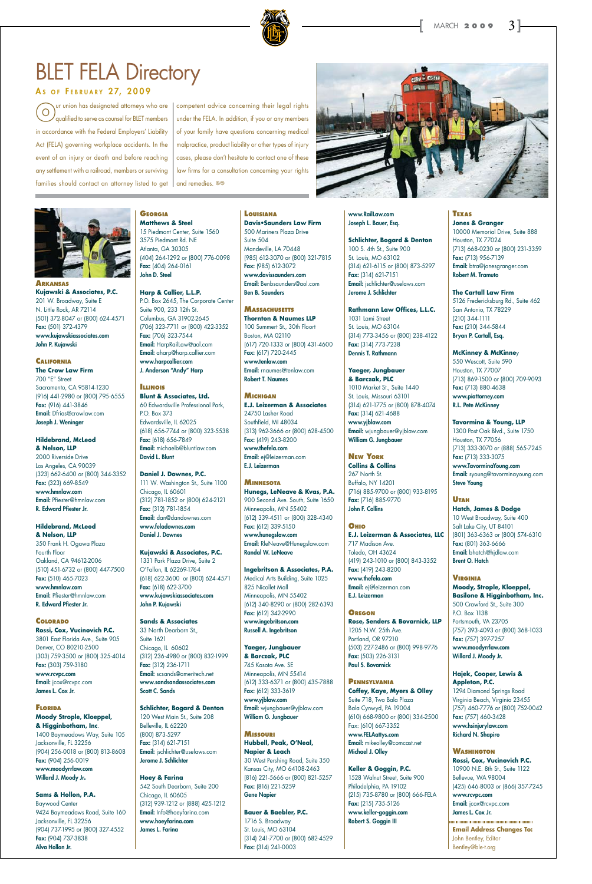# BLET FELA Directory

## As of February 27, 2009

Our union has designated attorneys who are qualified to serve as counsel for BLET members in accordance with the Federal Employers' Liability Act (FELA) governing workplace accidents. In the event of an injury or death and before reaching any settlement with a railroad, members or surviving families should contact an attorney listed to get competent advice concerning their legal rights under the FELA. In addition, if you or any members of your family have questions concerning medical malpractice, product liability or other types of injury cases, please don't hesitate to contact one of these law firms for a consultation concerning your rights and remedies.

### Arkansas

**Kujawski & Associates, P.C.**
201 W. Broadway, Suite E
N. Little Rock, AR 72114
(501) 372-8047 or (800) 624-4571
**Fax:** (501) 372-4379
**www.kujawskiassociates.com**
**John P. Kujawski**

### California

**The Crow Law Firm**
700 "E" Street
Sacramento, CA 95814-1230
(916) 441-2980 or (800) 795-6555
**Fax:** (916) 441-3846
**Email:** Dfrias@crowlaw.com
**Joseph J. Weninger**

**Hildebrand, McLeod & Nelson, LLP**
2000 Riverside Drive
Los Angeles, CA 90039
(323) 662-6400 or (800) 344-3352
**Fax:** (323) 669-8549
**www.hmnlaw.com**
**Email:** Pfiester@hmnlaw.com
**R. Edward Pfiester Jr.**

**Hildebrand, McLeod & Nelson, LLP**
350 Frank H. Ogawa Plaza
Fourth Floor
Oakland, CA 94612-2006
(510) 451-6732 or (800) 447-7500
**Fax:** (510) 465-7023
**www.hmnlaw.com**
**Email:** Pfiester@hmnlaw.com
**R. Edward Pfiester Jr.**

### Colorado

**Rossi, Cox, Vucinovich P.C.**
3801 East Florida Ave., Suite 905
Denver, CO 80210-2500
(303) 759-3500 or (800) 325-4014
**Fax:** (303) 759-3180
**www.rcvpc.com**
**Email:** jcox@rcvpc.com
**James L. Cox Jr.**

### Florida

**Moody Strople, Kloeppel, & Higginbotham, Inc.**
1400 Baymeadows Way, Suite 105
Jacksonville, FL 32256
(904) 256-0018 or (800) 813-8608
**Fax:** (904) 256-0019
**www.moodyrrlaw.com**
**Willard J. Moody Jr.**

**Sams & Hollon, P.A.**
Baywood Center
9424 Baymeadows Road, Suite 160
Jacksonville, FL 32256
(904) 737-1995 or (800) 327-4552
**Fax:** (904) 737-3838
**Alva Hollon Jr.**

### Georgia

**Matthews & Steel**
15 Piedmont Center, Suite 1560
3575 Piedmont Rd. NE
Atlanta, GA 30305
(404) 264-1292 or (800) 776-0098
**Fax:** (404) 264-0161
**John D. Steel**

**Harp & Callier, L.L.P.**
P.O. Box 2645, The Corporate Center
Suite 900, 233 12th St.
Columbus, GA 31902-2645
(706) 323-7711 or (800) 422-3352
**Fax:** (706) 323-7544
**Email:** HarpRailLaw@aol.com
**Email:** aharp@harp.callier.com
**www.harpcallier.com**
**J. Anderson "Andy" Harp**

### Illinois

**Blunt & Associates, Ltd.**
60 Edwardsville Professional Park,
P.O. Box 373
Edwardsville, IL 62025
(618) 656-7744 or (800) 323-5538
**Fax:** (618) 656-7849
**Email:** michaelb@bluntlaw.com
**David L. Blunt**

**Daniel J. Downes, P.C.**
111 W. Washington St., Suite 1100
Chicago, IL 60601
(312) 781-1852 or (800) 624-2121
**Fax:** (312) 781-1854
**Email:** dan@dandownes.com
**www.feladownes.com**
**Daniel J. Downes**

**Kujawski & Associates, P.C.**
1331 Park Plaza Drive, Suite 2
O'Fallon, IL 62269-1764
(618) 622-3600 or (800) 624-4571
**Fax:** (618) 622-3700
**www.kujawskiassociates.com**
**John P. Kujawski**

**Sands & Associates**
33 North Dearborn St.,
Suite 1621
Chicago, IL 60602
(312) 236-4980 or (800) 832-1999
**Fax:** (312) 236-1711
**Email:** scsands@ameritech.net
**www.sandsandassociates.com**
**Scott C. Sands**

**Schlichter, Bogard & Denton**
120 West Main St., Suite 208
Belleville, IL 62220
(800) 873-5297
**Fax:** (314) 621-7151
**Email:** jschlichter@uselaws.com
**Jerome J. Schlichter**

**Hoey & Farina**
542 South Dearborn, Suite 200
Chicago, IL 60605
(312) 939-1212 or (888) 425-1212
**Email:** Info@hoeyfarina.com
**www.hoeyfarina.com**
**James L. Farina**

### Louisiana

**Davis•Saunders Law Firm**
500 Mariners Plaza Drive
Suite 504
Mandeville, LA 70448
(985) 612-3070 or (800) 321-7815
**Fax:** (985) 612-3072
**www.davissaunders.com**
**Email:** Benbsaunders@aol.com
**Ben B. Saunders**

### Massachusetts

**Thornton & Naumes LLP**
100 Summert St., 30th Floort
Boston, MA 02110
(617) 720-1333 or (800) 431-4600
**Fax:** (617) 720-2445
**www.tenlaw.com**
**Email:** rnaumes@tenlaw.com
**Robert T. Naumes**

### Michigan

**E.J. Leizerman & Associates**
24750 Lasher Road
Southfield, MI 48034
(313) 962-3666 or (800) 628-4500
**Fax:** (419) 243-8200
**www.thefela.com**
**Email:** ej@leizerman.com
**E.J. Leizerman**

### Minnesota

**Hunegs, LeNeave & Kvas, P.A.**
900 Second Ave. South, Suite 1650
Minneapolis, MN 55402
(612) 339-4511 or (800) 328-4340
**Fax:** (612) 339-5150
**www.hunegslaw.com**
**Email:** RleNeave@Hunegslaw.com
**Randal W. LeNeave**

**Ingebritson & Associates, P.A.**
Medical Arts Building, Suite 1025
825 Nicollet Mall
Minneapolis, MN 55402
(612) 340-8290 or (800) 282-6393
**Fax:** (612) 342-2990
**www.ingebritson.com**
**Russell A. Ingebritson**

**Yaeger, Jungbauer & Barczak, PLC**
745 Kasota Ave. SE
Minneapolis, MN 55414
(612) 333-6371 or (800) 435-7888
**Fax:** (612) 333-3619
**www.yjblaw.com**
**Email:** wjungbauer@yjblaw.com
**William G. Jungbauer**

### Missouri

**Hubbell, Peak, O'Neal, Napier & Leach**
30 West Pershing Road, Suite 350
Kansas City, MO 64108-2463
(816) 221-5666 or (800) 821-5257
**Fax:** (816) 221-5259
**Gene Napier**

**Bauer & Baebler, P.C.**
1716 S. Broadway
St. Louis, MO 63104
(314) 241-7700 or (800) 682-4529
**Fax:** (314) 241-0003
**www.RailLaw.com**
**Joseph L. Bauer, Esq.**

**Schlichter, Bogard & Denton**
100 S. 4th St., Suite 900
St. Louis, MO 63102
(314) 621-6115 or (800) 873-5297
**Fax:** (314) 621-7151
**Email:** jschlichter@uselaws.com
**Jerome J. Schlichter**

**Rathmann Law Offices, L.L.C.**
1031 Lami Street
St. Louis, MO 63104
(314) 773-3456 or (800) 238-4122
**Fax:** (314) 773-7238
**Dennis T. Rathmann**

**Yaeger, Jungbauer & Barczak, PLC**
1010 Market St., Suite 1440
St. Louis, Missouri 63101
(314) 621-1775 or (800) 878-4074
**Fax:** (314) 621-4688
**www.yjblaw.com**
**Email:** wjungbauer@yjblaw.com
**William G. Jungbauer**

### New York

**Collins & Collins**
267 North St.
Buffalo, NY 14201
(716) 885-9700 or (800) 933-8195
**Fax:** (716) 885-9770
**John F. Collins**

### Ohio

**E.J. Leizerman & Associates, LLC**
717 Madison Ave.
Toledo, OH 43624
(419) 243-1010 or (800) 843-3352
**Fax:** (419) 243-8200
**www.thefela.com**
**Email:** ej@leizerman.com
**E.J. Leizerman**

### Oregon

**Rose, Senders & Bovarnick, LLP**
1205 N.W. 25th Ave.
Portland, OR 97210
(503) 227-2486 or (800) 998-9776
**Fax:** (503) 226-3131
**Paul S. Bovarnick**

### Pennsylvania

**Coffey, Kaye, Myers & Olley**
Suite 718, Two Bala Plaza
Bala Cynwyd, PA 19004
(610) 668-9800 or (800) 334-2500
Fax: (610) 667-3352
**www.FELAattys.com**
**Email:** mikeolley@comcast.net
**Michael J. Olley**

**Keller & Goggin, P.C.**
1528 Walnut Street, Suite 900
Philadelphia, PA 19102
(215) 735-8780 or (800) 666-FELA
**Fax:** (215) 735-5126
**www.keller-goggin.com**
**Robert S. Goggin III**

### Texas

**Jones & Granger**
10000 Memorial Drive, Suite 888
Houston, TX 77024
(713) 668-0230 or (800) 231-3359
**Fax:** (713) 956-7139
**Email:** btra@jonesgranger.com
**Robert M. Tramuto**

**The Cartall Law Firm**
5126 Fredericksburg Rd., Suite 462
San Antonio, TX 78229
(210) 344-1111
**Fax:** (210) 344-5844
**Bryan P. Cartall, Esq.**

**McKinney & McKinney**
550 Wescott, Suite 590
Houston, TX 77007
(713) 869-1500 or (800) 709-9093
**Fax:** (713) 880-4638
**www.piattorney.com**
**R.L. Pete McKinney**

**Tavormina & Young, LLP**
1300 Post Oak Blvd., Suite 1750
Houston, TX 77056
(713) 333-3070 or (888) 565-7245
**Fax:** (713) 333-3075
**www.TavorminaYoung.com**
**Email:** syoung@tavorminayoung.com
**Steve Young**

### Utah

**Hatch, James & Dodge**
10 West Broadway, Suite 400
Salt Lake City, UT 84101
(801) 363-6363 or (800) 574-6310
**Fax:** (801) 363-6666
**Email:** bhatch@hjdlaw.com
**Brent O. Hatch**

### Virginia

**Moody, Strople, Kloeppel, Basilone & Higginbotham, Inc.**
500 Crawford St., Suite 300
P.O. Box 1138
Portsmouth, VA 23705
(757) 393-4093 or (800) 368-1033
**Fax:** (757) 397-7257
**www.moodyrrlaw.com**
**Willard J. Moody Jr.**

**Hajek, Cooper, Lewis & Appleton, P.C.**
1294 Diamond Springs Road
Virginia Beach, Virginia 23455
(757) 460-7776 or (800) 752-0042
**Fax:** (757) 460-3428
**www.hsinjurylaw.com**
**Richard N. Shapiro**

### Washington

**Rossi, Cox, Vucinovich P.C.**
10900 N.E. 8th St., Suite 1122
Bellevue, WA 98004
(425) 646-8003 or (866) 357-7245
**www.rcvpc.com**
**Email:** jcox@rcvpc.com
**James L. Cox Jr.**

**Email Address Changes To:**
John Bentley, Editor
Bentley@ble-t.org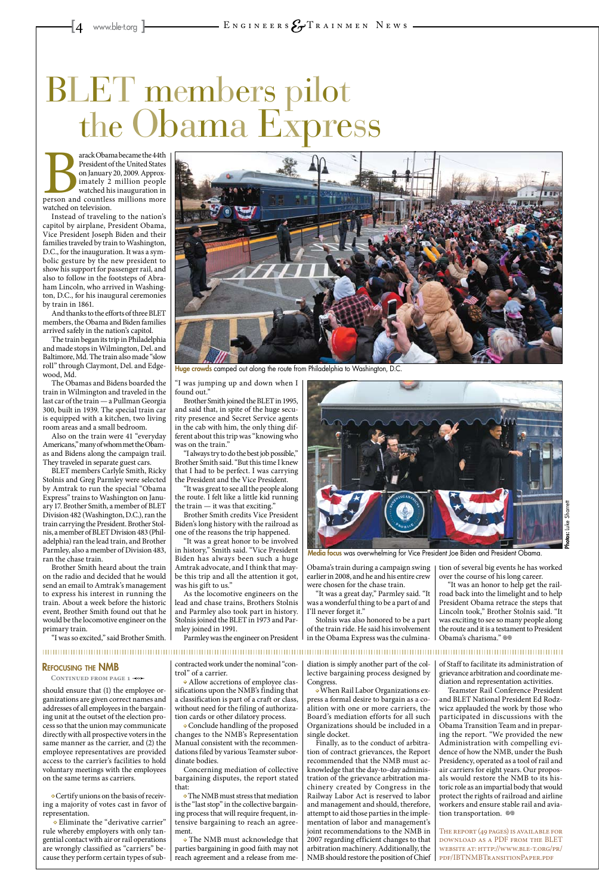# BLET members pilot the Obama Express

Barack Obama became the 44th President of the United States on January 20, 2009. Approximately 2 million people watched his inauguration in person and countless millions more watched on television.

Instead of traveling to the nation's capitol by airplane, President Obama, Vice President Joseph Biden and their families traveled by train to Washington, D.C., for the inauguration. It was a symbolic gesture by the new president to show his support for passenger rail, and also to follow in the footsteps of Abraham Lincoln, who arrived in Washington, D.C., for his inaugural ceremonies by train in 1861.

And thanks to the efforts of three BLET members, the Obama and Biden families arrived safely in the nation's capitol.

The train began its trip in Philadelphia and made stops in Wilmington, Del. and Baltimore, Md. The train also made "slow roll" through Claymont, Del. and Edgewood, Md.

The Obamas and Bidens boarded the train in Wilmington and traveled in the last car of the train — a Pullman Georgia 300, built in 1939. The special train car is equipped with a kitchen, two living room areas and a small bedroom.

Also on the train were 41 "everyday Americans," many of whom met the Obamas and Bidens along the campaign trail. They traveled in separate guest cars.

BLET members Carlyle Smith, Ricky Stolnis and Greg Parmley were selected by Amtrak to run the special "Obama Express" trains to Washington on January 17. Brother Smith, a member of BLET Division 482 (Washington, D.C.), ran the train carrying the President. Brother Stolnis, a member of BLET Division 483 (Philadelphia) ran the lead train, and Brother Parmley, also a member of Division 483, ran the chase train.

Brother Smith heard about the train on the radio and decided that he would send an email to Amtrak's management to express his interest in running the train. About a week before the historic event, Brother Smith found out that he would be the locomotive engineer on the primary train.

"I was so excited," said Brother Smith. "I was jumping up and down when I found out."

Brother Smith joined the BLET in 1995, and said that, in spite of the huge security presence and Secret Service agents in the cab with him, the only thing different about this trip was "knowing who was on the train."

"I always try to do the best job possible," Brother Smith said. "But this time I knew that I had to be perfect. I was carrying the President and the Vice President.

"It was great to see all the people along the route. I felt like a little kid running the train — it was that exciting."

Brother Smith credits Vice President Biden's long history with the railroad as one of the reasons the trip happened.

"It was a great honor to be involved in history," Smith said. "Vice President Biden has always been such a huge Amtrak advocate, and I think that maybe this trip and all the attention it got, was his gift to us."

As the locomotive engineers on the lead and chase trains, Brothers Stolnis and Parmley also took part in history. Stolnis joined the BLET in 1973 and Parmley joined in 1991.

Parmley was the engineer on President Obama's train during a campaign swing earlier in 2008, and he and his entire crew were chosen for the chase train.

"It was a great day," Parmley said. "It was a wonderful thing to be a part of and I'll never forget it."

Stolnis was also honored to be a part of the train ride. He said his involvement in the Obama Express was the culmination of several big events he has worked over the course of his long career.

"It was an honor to help get the railroad back into the limelight and to help President Obama retrace the steps that Lincoln took," Brother Stolnis said. "It was exciting to see so many people along the route and it is a testament to President Obama's charisma."

**Huge crowds** camped out along the route from Philadelphia to Washington, D.C.

**Media focus** was overwhelming for Vice President Joe Biden and President Obama.

**Photos:** Luke Sharrett

---

## Refocusing the NMB

Continued from page 1

should ensure that (1) the employee organizations are given correct names and addresses of all employees in the bargaining unit at the outset of the election process so that the union may communicate directly with all prospective voters in the same manner as the carrier, and (2) the employee representatives are provided access to the carrier's facilities to hold voluntary meetings with the employees on the same terms as carriers.

- Certify unions on the basis of receiving a majority of votes cast in favor of representation.
- Eliminate the "derivative carrier" rule whereby employers with only tangential contact with air or rail operations are wrongly classified as "carriers" because they perform certain types of subcontracted work under the nominal "control" of a carrier.
- Allow accretions of employee classifications upon the NMB's finding that a classification is part of a craft or class, without need for the filing of authorization cards or other dilatory process.
- Conclude handling of the proposed changes to the NMB's Representation Manual consistent with the recommendations filed by various Teamster subordinate bodies.

Concerning mediation of collective bargaining disputes, the report stated that:

- The NMB must stress that mediation is the "last stop" in the collective bargaining process that will require frequent, intensive bargaining to reach an agreement.
- The NMB must acknowledge that parties bargaining in good faith may not reach agreement and a release from mediation is simply another part of the collective bargaining process designed by Congress.
- When Rail Labor Organizations express a formal desire to bargain as a coalition with one or more carriers, the Board's mediation efforts for all such Organizations should be included in a single docket.

Finally, as to the conduct of arbitration of contract grievances, the Report recommended that the NMB must acknowledge that the day-to-day administration of the grievance arbitration machinery created by Congress in the Railway Labor Act is reserved to labor and management and should, therefore, attempt to aid those parties in the implementation of labor and management's joint recommendations to the NMB in 2007 regarding efficient changes to that arbitration machinery. Additionally, the NMB should restore the position of Chief of Staff to facilitate its administration of grievance arbitration and coordinate mediation and representation activities.

Teamster Rail Conference President and BLET National President Ed Rodzwicz applauded the work by those who participated in discussions with the Obama Transition Team and in preparing the report. "We provided the new Administration with compelling evidence of how the NMB, under the Bush Presidency, operated as a tool of rail and air carriers for eight years. Our proposals would restore the NMB to its historic role as an impartial body that would protect the rights of railroad and airline workers and ensure stable rail and aviation transportation.

The report (49 pages) is available for download as a PDF from the BLET website at: http://www.ble-t.org/pr/pdf/IBTNMBTransitionPaper.pdf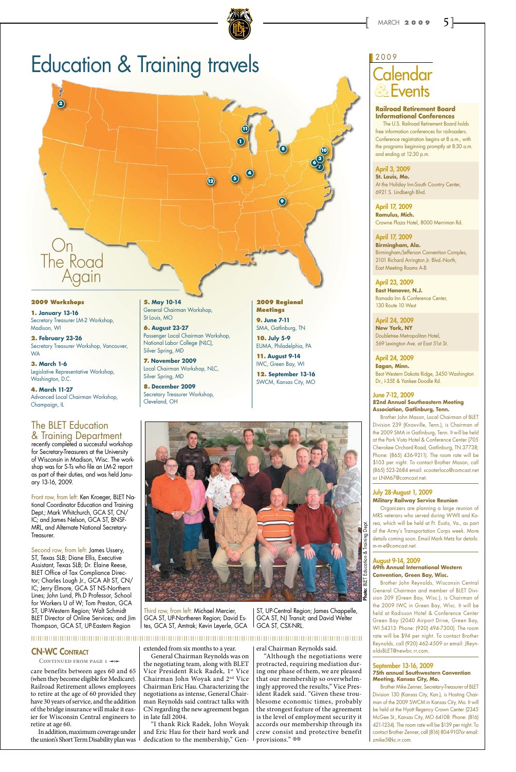# Education & Training travels

On The Road Again

### 2009 Workshops

**1. January 13-16**
Secretary Treasurer LM-2 Workshop, Madison, WI

**2. February 23-26**
Secretary Treasurer Workshop, Vancouver, WA

**3. March 1-6**
Legislative Representative Workshop, Washington, D.C.

**4. March 11-27**
Advanced Local Chairman Workshop, Champaign, IL

**5. May 10-14**
General Chairman Workshop, St Louis, MO

**6. August 23-27**
Passenger Local Chairman Workshop, National Labor College (NLC), Silver Spring, MD

**7. November 2009**
Local Chairman Workshop, NLC, Silver Spring, MD

**8. December 2009**
Secretary Treasurer Workshop, Cleveland, OH

### 2009 Regional Meetings

**9. June 7-11**
SMA, Gatlinburg, TN

**10. July 5-9**
EUMA, Philadelphia, PA

**11. August 9-14**
IWC, Green Bay, WI

**12. September 13-16**
SWCM, Kansas City, MO

## The BLET Education & Training Department

recently completed a successful workshop for Secretary-Treasurers at the University of Wisconsin in Madison, Wisc. The workshop was for S-Ts who file an LM-2 report as part of their duties, and was held January 13-16, 2009.

Front row, from left: Ken Kroeger, BLET National Coordinator Education and Training Dept.; Mark Whitchurch, GCA ST, CN/IC; and James Nelson, GCA ST, BNSF-MRL, and Alternate National Secretary-Treasurer.

Second row, from left: James Ussery, ST, Texas SLB; Diane Ellis, Executive Assistant, Texas SLB; Dr. Elaine Reese, BLET Office of Tax Compliance Director; Charles Lough Jr., GCA Alt ST, CN/IC; Jerry Elmore, GCA ST NS-Northern Lines; John Lund, Ph.D Professor, School for Workers U of W; Tom Preston, GCA ST, UP-Western Region; Walt Schmidt BLET Director of Online Services; and Jim Thompson, GCA ST, UP-Eastern Region

Third row, from left: Michael Mercier, GCA ST, UP-Northeren Region; David Estes, GCA ST, Amtrak; Kevin Leyerle, GCA ST, UP-Central Region; James Chappelle, GCA ST, NJ Transit; and David Welter GCA ST, CSX-NRL.

Photo: BLET Education & Training Dept.

## CN-WC Contract

CONTINUED FROM PAGE 1

care benefits between ages 60 and 65 (when they become eligible for Medicare). Railroad Retirement allows employees to retire at the age of 60 provided they have 30 years of service, and the addition of the bridge insurance will make it easier for Wisconsin Central engineers to retire at age 60.

In addition, maximum coverage under the union's Short Term Disability plan was extended from six months to a year.

General Chairman Reynolds was on the negotiating team, along with BLET Vice President Rick Radek, 1st Vice Chairman John Woyak and 2nd Vice Chairman Eric Hau. Characterizing the negotiations as intense, General Chairman Reynolds said contract talks with CN regarding the new agreement began in late fall 2004.

"I thank Rick Radek, John Woyak and Eric Hau for their hard work and dedication to the membership," General Chairman Reynolds said.

"Although the negotiations were protracted, requiring mediation during one phase of them, we are pleased that our membership so overwhelmingly approved the results," Vice President Radek said. "Given these troublesome economic times, probably the strongest feature of the agreement is the level of employment security it accords our membership through its crew consist and protective benefit provisions."

## 2009 Calendar & Events

### Railroad Retirement Board Informational Conferences

The U.S. Railroad Retirement Board holds free information conferences for railroaders. Conference registration begins at 8 a.m., with the programs beginning promptly at 8:30 a.m. and ending at 12:30 p.m.

**April 3, 2009**
**St. Louis, Mo.**
At the Holiday Inn-South Country Center, 6921 S. Lindbergh Blvd.

**April 17, 2009**
**Romulus, Mich.**
Crowne Plaza Hotel, 8000 Merriman Rd.

**April 17, 2009**
**Birmingham, Ala.**
Birmingham/Jefferson Convention Complex, 2101 Richard Arrington Jr. Blvd.-North, East Meeting Rooms A-B

**April 23, 2009**
**East Hanover, N.J.**
Ramada Inn & Conference Center, 130 Route 10 West

**April 24, 2009**
**New York, NY**
Doubletree Metropolitan Hotel, 569 Lexington Ave. at East 51st St.

**April 24, 2009**
**Eagan, Minn.**
Best Western Dakota Ridge, 3450 Washington Dr., I-35E & Yankee Doodle Rd.

### June 7-12, 2009
**82nd Annual Southeastern Meeting Association, Gatlinburg, Tenn.**

Brother John Mason, Local Chairman of BLET Division 239 (Knoxville, Tenn.), is Chairman of the 2009 SMA in Gatlinburg, Tenn. It will be held at the Park Vista Hotel & Conference Center (705 Cherokee Orchard Road, Gatlinburg, TN 37738; Phone: (865) 436-9211). The room rate will be $103 per night. To contact Brother Mason, call (865) 523-2684 email: scooterloco@comcast.net or LNM67@comcast.net.

### July 28-August 1, 2009
**Military Railway Service Reunion**

Organizers are planning a large reunion of MRS veterans who served during WWII and Korea, which will be held at Ft. Eustis, Va., as part of the Army's Transportation Corps week. More details coming soon. Email Mark Metz for details: m-m-e@comcast.net.

### August 9-14, 2009
**69th Annual International Western Convention, Green Bay, Wisc.**

Brother John Reynolds, Wisconsin Central General Chairman and member of BLET Division 209 (Green Bay, Wisc.), is Chairman of the 2009 IWC in Green Bay, Wisc. It will be held at Radisson Hotel & Conference Center Green Bay (2040 Airport Drive, Green Bay, WI 54313: Phone: (920) 494-7300). The room rate will be $94 per night. To contact Brother Reynolds, call (920) 462-4509 or email: JReynoldsBLET@newbc.rr.com.

### September 13-16, 2009
**75th annual Southwestern Convention Meeting, Kansas City, Mo.**

Brother Mike Zenner, Secretary-Treasurer of BLET Division 130 (Kansas City, Kan.), is Hosting Chairman of the 2009 SWCM in Kansas City, Mo. It will be held at the Hyatt Regency Crown Center (2345 McGee St., Kansas City, MO 64108: Phone: (816) 421-1234). The room rate will be $139 per night. To contact Brother Zenner, call (816) 804-9107or email: zmike5@kc.rr.com.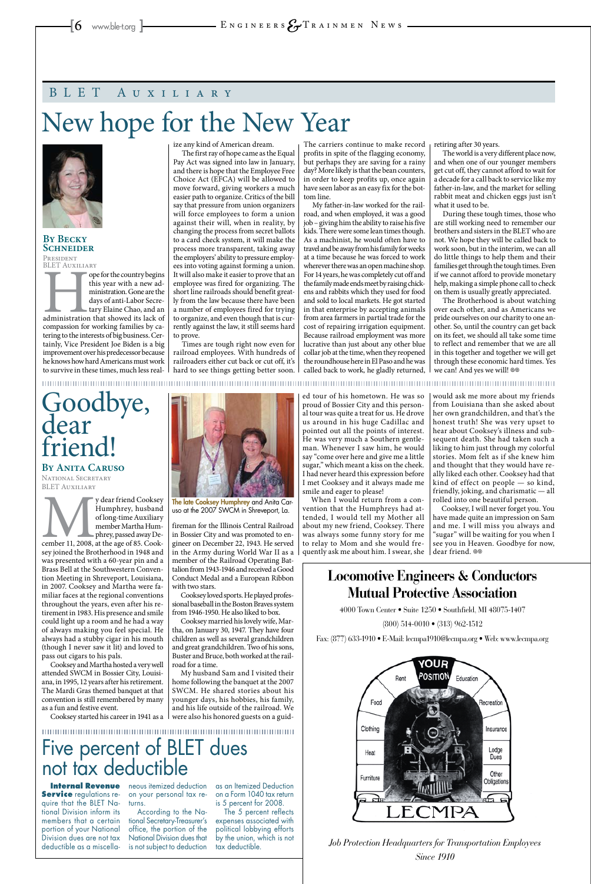## BLET Auxiliary

# New hope for the New Year

**By Becky Schneider**
President
BLET Auxiliary

Hope for the country begins this year with a new administration. Gone are the days of anti-Labor Secretary Elaine Chao, and an administration that showed its lack of compassion for working families by catering to the interests of big business. Certainly, Vice President Joe Biden is a big improvement over his predecessor because he knows how hard Americans must work to survive in these times, much less realize any kind of American dream.

The first ray of hope came as the Equal Pay Act was signed into law in January, and there is hope that the Employee Free Choice Act (EFCA) will be allowed to move forward, giving workers a much easier path to organize. Critics of the bill say that pressure from union organizers will force employees to form a union against their will, when in reality, by changing the process from secret ballots to a card check system, it will make the process more transparent, taking away the employers' ability to pressure employees into voting against forming a union. It will also make it easier to prove that an employee was fired for organizing. The short line railroads should benefit greatly from the law because there have been a number of employees fired for trying to organize, and even though that is currently against the law, it still seems hard to prove.

Times are tough right now even for railroad employees. With hundreds of railroaders either cut back or cut off, it's hard to see things getting better soon. The carriers continue to make record profits in spite of the flagging economy, but perhaps they are saving for a rainy day? More likely is that the bean counters, in order to keep profits up, once again have seen labor as an easy fix for the bottom line.

My father-in-law worked for the railroad, and when employed, it was a good job – giving him the ability to raise his five kids. There were some lean times though. As a machinist, he would often have to travel and be away from his family for weeks at a time because he was forced to work wherever there was an open machine shop. For 14 years, he was completely cut off and the family made ends meet by raising chickens and rabbits which they used for food and sold to local markets. He got started in that enterprise by accepting animals from area farmers in partial trade for the cost of repairing irrigation equipment. Because railroad employment was more lucrative than just about any other blue collar job at the time, when they reopened the roundhouse here in El Paso and he was called back to work, he gladly returned, retiring after 30 years.

The world is a very different place now, and when one of our younger members get cut off, they cannot afford to wait for a decade for a call back to service like my father-in-law, and the market for selling rabbit meat and chicken eggs just isn't what it used to be.

During these tough times, those who are still working need to remember our brothers and sisters in the BLET who are not. We hope they will be called back to work soon, but in the interim, we can all do little things to help them and their families get through the tough times. Even if we cannot afford to provide monetary help, making a simple phone call to check on them is usually greatly appreciated.

The Brotherhood is about watching over each other, and as Americans we pride ourselves on our charity to one another. So, until the country can get back on its feet, we should all take some time to reflect and remember that we are all in this together and together we will get through these economic hard times. Yes we can! And yes we will!

# Goodbye, dear friend!

**By Anita Caruso**
National Secretary
BLET Auxiliary

The late Cooksey Humphrey and Anita Caruso at the 2007 SWCM in Shreveport, La.

My dear friend Cooksey Humphrey, husband of long-time Auxiliary member Martha Humphrey, passed away December 11, 2008, at the age of 85. Cooksey joined the Brotherhood in 1948 and was presented with a 60-year pin and a Brass Bell at the Southwestern Convention Meeting in Shreveport, Louisiana, in 2007. Cooksey and Martha were familiar faces at the regional conventions throughout the years, even after his retirement in 1983. His presence and smile could light up a room and he had a way of always making you feel special. He always had a stubby cigar in his mouth (though I never saw it lit) and loved to pass out cigars to his pals.

Cooksey and Martha hosted a very well attended SWCM in Bossier City, Louisiana, in 1995, 12 years after his retirement. The Mardi Gras themed banquet at that convention is still remembered by many as a fun and festive event.

Cooksey started his career in 1941 as a fireman for the Illinois Central Railroad in Bossier City and was promoted to engineer on December 22, 1943. He served in the Army during World War II as a member of the Railroad Operating Battalion from 1943-1946 and received a Good Conduct Medal and a European Ribbon with two stars.

Cooksey loved sports. He played professional baseball in the Boston Braves system from 1946-1950. He also liked to box.

Cooksey married his lovely wife, Martha, on January 30, 1947. They have four children as well as several grandchildren and great grandchildren. Two of his sons, Buster and Bruce, both worked at the railroad for a time.

My husband Sam and I visited their home following the banquet at the 2007 SWCM. He shared stories about his younger days, his hobbies, his family, and his life outside of the railroad. We were also his honored guests on a guided tour of his hometown. He was so proud of Bossier City and this personal tour was quite a treat for us. He drove us around in his huge Cadillac and pointed out all the points of interest. He was very much a Southern gentleman. Whenever I saw him, he would say "come over here and give me a little sugar," which meant a kiss on the cheek. I had never heard this expression before I met Cooksey and it always made me smile and eager to please!

When I would return from a convention that the Humphreys had attended, I would tell my Mother all about my new friend, Cooksey. There was always some funny story for me to relay to Mom and she would frequently ask me about him. I swear, she would ask me more about my friends from Louisiana than she asked about her own grandchildren, and that's the honest truth! She was very upset to hear about Cooksey's illness and subsequent death. She had taken such a liking to him just through my colorful stories. Mom felt as if she knew him and thought that they would have really liked each other. Cooksey had that kind of effect on people — so kind, friendly, joking, and charismatic — all rolled into one beautiful person.

Cooksey, I will never forget you. You have made quite an impression on Sam and me. I will miss you always and "sugar" will be waiting for you when I see you in Heaven. Goodbye for now, dear friend.

# Five percent of BLET dues not tax deductible

**Internal Revenue Service** regulations require that the BLET National Division inform its members that a certain portion of your National Division dues are not tax deductible as a miscellaneous itemized deduction on your personal tax returns.

According to the National Secretary-Treasurer's office, the portion of the National Division dues that is not subject to deduction as an Itemized Deduction on a Form 1040 tax return is 5 percent for 2008.

The 5 percent reflects expenses associated with political lobbying efforts by the union, which is not tax deductible.

## Locomotive Engineers & Conductors Mutual Protective Association

4000 Town Center • Suite 1250 • Southfield, MI 48075-1407

(800) 514-0010 • (313) 962-1512

Fax: (877) 633-1910 • E-Mail: lecmpa1910@lecmpa.org • Web: www.lecmpa.org

YOUR POSITION — Rent, Education, Food, Recreation, Clothing, Insurance, Heat, Lodge Dues, Furniture, Other Obligations

LECMPA

*Job Protection Headquarters for Transportation Employees*
*Since 1910*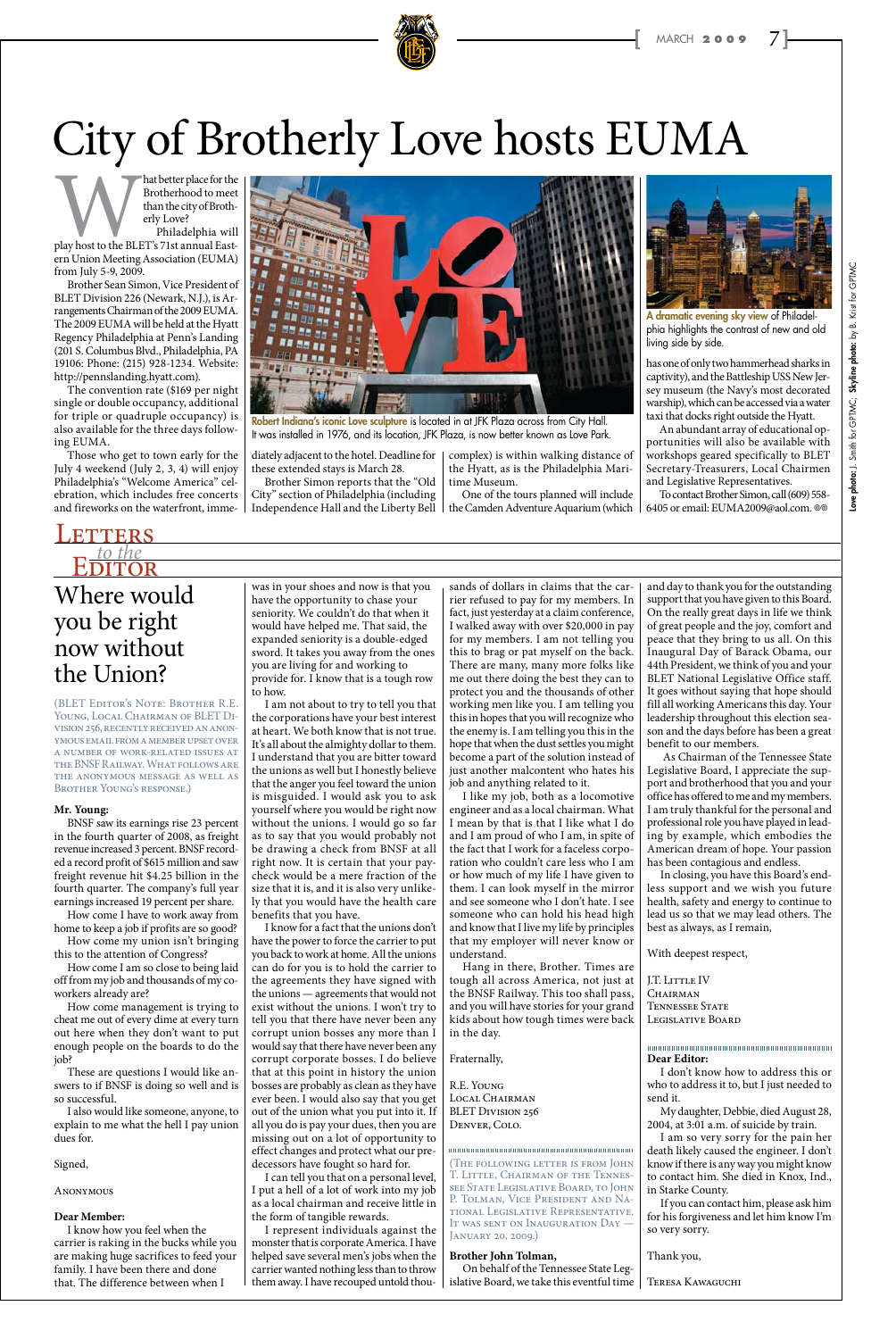# City of Brotherly Love hosts EUMA

What better place for the Brotherhood to meet than the city of Brotherly Love?

Philadelphia will play host to the BLET's 71st annual Eastern Union Meeting Association (EUMA) from July 5-9, 2009.

Brother Sean Simon, Vice President of BLET Division 226 (Newark, N.J.), is Arrangements Chairman of the 2009 EUMA. The 2009 EUMA will be held at the Hyatt Regency Philadelphia at Penn's Landing (201 S. Columbus Blvd., Philadelphia, PA 19106: Phone: (215) 928-1234. Website: http://pennslanding.hyatt.com).

The convention rate ($169 per night single or double occupancy, additional for triple or quadruple occupancy) is also available for the three days following EUMA.

Those who get to town early for the July 4 weekend (July 2, 3, 4) will enjoy Philadelphia's "Welcome America" celebration, which includes free concerts and fireworks on the waterfront, immediately adjacent to the hotel. Deadline for these extended stays is March 28.

Brother Simon reports that the "Old City" section of Philadelphia (including Independence Hall and the Liberty Bell complex) is within walking distance of the Hyatt, as is the Philadelphia Maritime Museum.

One of the tours planned will include the Camden Adventure Aquarium (which has one of only two hammerhead sharks in captivity), and the Battleship USS New Jersey museum (the Navy's most decorated warship), which can be accessed via a water taxi that docks right outside the Hyatt.

An abundant array of educational opportunities will also be available with workshops geared specifically to BLET Secretary-Treasurers, Local Chairmen and Legislative Representatives.

To contact Brother Simon, call (609) 558-6405 or email: EUMA2009@aol.com.

**Robert Indiana's iconic Love sculpture** is located in at JFK Plaza across from City Hall. It was installed in 1976, and its location, JFK Plaza, is now better known as Love Park.

**A dramatic evening sky view** of Philadelphia highlights the contrast of new and old living side by side.

**Love photo:** J. Smith for GPTMC; **Skyline photo:** by B. Krist for GPTMC

## Letters to the Editor

### Where would you be right now without the Union?

(BLET Editor's Note: Brother R.E. Young, Local Chairman of BLET Division 256, recently received an anonymous email from a member upset over a number of work-related issues at the BNSF Railway. What follows are the anonymous message as well as Brother Young's response.)

**Mr. Young:**

BNSF saw its earnings rise 23 percent in the fourth quarter of 2008, as freight revenue increased 3 percent. BNSF recorded a record profit of $615 million and saw freight revenue hit $4.25 billion in the fourth quarter. The company's full year earnings increased 19 percent per share.

How come I have to work away from home to keep a job if profits are so good?

How come my union isn't bringing this to the attention of Congress?

How come I am so close to being laid off from my job and thousands of my coworkers already are?

How come management is trying to cheat me out of every dime at every turn out here when they don't want to put enough people on the boards to do the job?

These are questions I would like answers to if BNSF is doing so well and is so successful.

I also would like someone, anyone, to explain to me what the hell I pay union dues for.

Signed,

Anonymous

**Dear Member:**

I know how you feel when the carrier is raking in the bucks while you are making huge sacrifices to feed your family. I have been there and done that. The difference between when I was in your shoes and now is that you have the opportunity to chase your seniority. We couldn't do that when it would have helped me. That said, the expanded seniority is a double-edged sword. It takes you away from the ones you are living for and working to provide for. I know that is a tough row to how.

I am not about to try to tell you that the corporations have your best interest at heart. We both know that is not true. It's all about the almighty dollar to them. I understand that you are bitter toward the unions as well but I honestly believe that the anger you feel toward the union is misguided. I would ask you to ask yourself where you would be right now without the unions. I would go so far as to say that you would probably not be drawing a check from BNSF at all right now. It is certain that your paycheck would be a mere fraction of the size that it is, and it is also very unlikely that you would have the health care benefits that you have.

I know for a fact that the unions don't have the power to force the carrier to put you back to work at home. All the unions can do for you is to hold the carrier to the agreements they have signed with the unions — agreements that would not exist without the unions. I won't try to tell you that there have never been any corrupt union bosses any more than I would say that there have never been any corrupt corporate bosses. I do believe that at this point in history the union bosses are probably as clean as they have ever been. I would also say that you get out of the union what you put into it. If all you do is pay your dues, then you are missing out on a lot of opportunity to effect changes and protect what our predecessors have fought so hard for.

I can tell you that on a personal level, I put a hell of a lot of work into my job as a local chairman and receive little in the form of tangible rewards.

I represent individuals against the monster that is corporate America. I have helped save several men's jobs when the carrier wanted nothing less than to throw them away. I have recouped untold thousands of dollars in claims that the carrier refused to pay for my members. In fact, just yesterday at a claim conference, I walked away with over $20,000 in pay for my members. I am not telling you this to brag or pat myself on the back. There are many, many more folks like me out there doing the best they can to protect you and the thousands of other working men like you. I am telling you this in hopes that you will recognize who the enemy is. I am telling you this in the hope that when the dust settles you might become a part of the solution instead of just another malcontent who hates his job and anything related to it.

I like my job, both as a locomotive engineer and as a local chairman. What I mean by that is that I like what I do and I am proud of who I am, in spite of the fact that I work for a faceless corporation who couldn't care less who I am or how much of my life I have given to them. I can look myself in the mirror and see someone who I don't hate. I see someone who can hold his head high and know that I live my life by principles that my employer will never know or understand.

Hang in there, Brother. Times are tough all across America, not just at the BNSF Railway. This too shall pass, and you will have stories for your grand kids about how tough times were back in the day.

Fraternally,

R.E. Young
Local Chairman
BLET Division 256
Denver, Colo.

---

(The following letter is from John T. Little, Chairman of the Tennessee State Legislative Board, to John P. Tolman, Vice President and National Legislative Representative. It was sent on Inauguration Day — January 20, 2009.)

**Brother John Tolman,**

On behalf of the Tennessee State Legislative Board, we take this eventful time and day to thank you for the outstanding support that you have given to this Board. On the really great days in life we think of great people and the joy, comfort and peace that they bring to us all. On this Inaugural Day of Barack Obama, our 44th President, we think of you and your BLET National Legislative Office staff. It goes without saying that hope should fill all working Americans this day. Your leadership throughout this election season and the days before has been a great benefit to our members.

As Chairman of the Tennessee State Legislative Board, I appreciate the support and brotherhood that you and your office has offered to me and my members. I am truly thankful for the personal and professional role you have played in leading by example, which embodies the American dream of hope. Your passion has been contagious and endless.

In closing, you have this Board's endless support and we wish you future health, safety and energy to continue to lead us so that we may lead others. The best as always, as I remain,

With deepest respect,

J.T. Little IV
Chairman
Tennessee State
Legislative Board

---

**Dear Editor:**

I don't know how to address this or who to address it to, but I just needed to send it.

My daughter, Debbie, died August 28, 2004, at 3:01 a.m. of suicide by train.

I am so very sorry for the pain her death likely caused the engineer. I don't know if there is any way you might know to contact him. She died in Knox, Ind., in Starke County.

If you can contact him, please ask him for his forgiveness and let him know I'm so very sorry.

Thank you,

Teresa Kawaguchi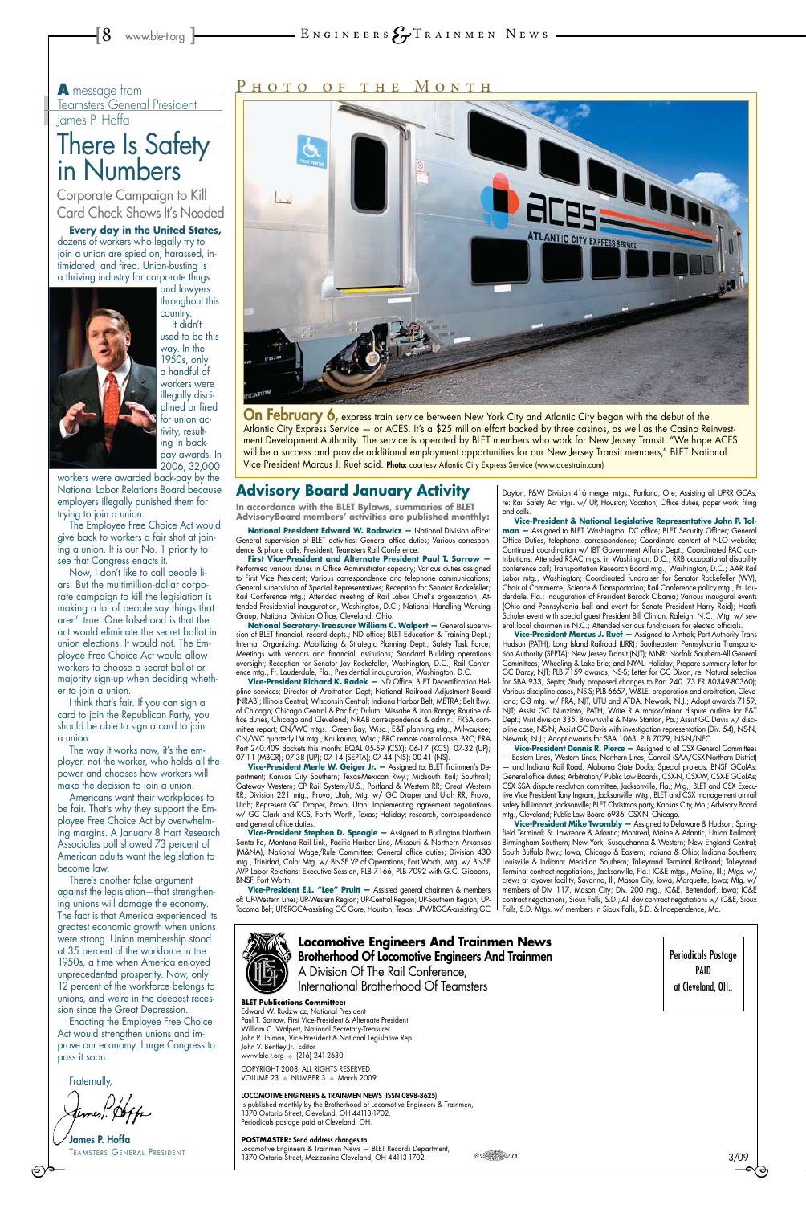**A** message from Teamsters General President James P. Hoffa

# There Is Safety in Numbers

## Corporate Campaign to Kill Card Check Shows It's Needed

**Every day in the United States,** dozens of workers who legally try to join a union are spied on, harassed, intimidated, and fired. Union-busting is a thriving industry for corporate thugs and lawyers throughout this country.

It didn't used to be this way. In the 1950s, only a handful of workers were illegally disciplined or fired for union activity, resulting in back-pay awards. In 2006, 32,000 workers were awarded back-pay by the National Labor Relations Board because employers illegally punished them for trying to join a union.

The Employee Free Choice Act would give back to workers a fair shot at joining a union. It is our No. 1 priority to see that Congress enacts it.

Now, I don't like to call people liars. But the multimillion-dollar corporate campaign to kill the legislation is making a lot of people say things that aren't true. One falsehood is that the act would eliminate the secret ballot in union elections. It would not. The Employee Free Choice Act would allow workers to choose a secret ballot or majority sign-up when deciding whether to join a union.

I think that's fair. If you can sign a card to join the Republican Party, you should be able to sign a card to join a union.

The way it works now, it's the employer, not the worker, who holds all the power and chooses how workers will make the decision to join a union.

Americans want their workplaces to be fair. That's why they support the Employee Free Choice Act by overwhelming margins. A January 8 Hart Research Associates poll showed 73 percent of American adults want the legislation to become law.

There's another false argument against the legislation—that strengthening unions will damage the economy. The fact is that America experienced its greatest economic growth when unions were strong. Union membership stood at 35 percent of the workforce in the 1950s, a time when America enjoyed unprecedented prosperity. Now, only 12 percent of the workforce belongs to unions, and we're in the deepest recession since the Great Depression.

Enacting the Employee Free Choice Act would strengthen unions and improve our economy. I urge Congress to pass it soon.

Fraternally,

James P. Hoffa
Teamsters General President

---

## Photo of the Month

**On February 6,** express train service between New York City and Atlantic City began with the debut of the Atlantic City Express Service — or ACES. It's a $25 million effort backed by three casinos, as well as the Casino Reinvestment Development Authority. The service is operated by BLET members who work for New Jersey Transit. "We hope ACES will be a success and provide additional employment opportunities for our New Jersey Transit members," BLET National Vice President Marcus J. Ruef said. **Photo:** courtesy Atlantic City Express Service (www.acestrain.com)

---

## Advisory Board January Activity

**In accordance with the BLET Bylaws, summaries of BLET AdvisoryBoard members' activities are published monthly:**

**National President Edward W. Rodzwicz —** National Division office: General supervision of BLET activities; General office duties; Various correspondence & phone calls; President, Teamsters Rail Conference.

**First Vice-President and Alternate President Paul T. Sorrow —** Performed various duties in Office Administrator capacity; Various duties assigned to First Vice President; Various correspondence and telephone communications; General supervision of Special Representatives; Reception for Senator Rockefeller; Rail Conference mtg.; Attended meeting of Rail Labor Chief's organization; Attended Presidential Inauguration, Washington, D.C.; National Handling Working Group, National Division Office, Cleveland, Ohio.

**National Secretary-Treasurer William C. Walpert —** General supervision of BLET financial, record depts.; ND office; BLET Education & Training Dept.; Internal Organizing, Mobilizing & Strategic Planning Dept.; Safety Task Force; Meetings with vendors and financial institutions; Standard Building operations oversight; Reception for Senator Jay Rockefeller, Washington, D.C.; Rail Conference mtg., Ft. Lauderdale, Fla.; Presidential inauguration, Washington, D.C.

**Vice-President Richard K. Radek —** ND Office; BLET Decertification Helpline services; Director of Arbitration Dept; National Railroad Adjustment Board (NRAB); Illinois Central; Wisconsin Central; Indiana Harbor Belt; METRA; Belt Rwy. of Chicago; Chicago Central & Pacific; Duluth, Missabe & Iron Range; Routine office duties, Chicago and Cleveland; NRAB correspondence & admin.; FRSA committee report; CN/WC mtgs., Green Bay, Wisc.; E&T planning mtg., Milwaukee; CN/WC quarterly LM mtg., Kaukauna, Wisc.; BRC remote control case, BRC; FRA Part 240.409 dockets this month: EQAL 05-59 (CSX); 06-17 (KCS); 07-32 (UP); 07-11 (MBCR); 07-38 (UP); 07-14 (SEPTA); 07-44 (NS); 00-41 (NS).

**Vice-President Merle W. Geiger Jr. —** Assigned to: BLET Trainmen's Department; Kansas City Southern; Texas-Mexican Rwy.; Midsouth Rail; Southrail; Gateway Western; CP Rail System/U.S.; Portland & Western RR; Great Western RR; Division 221 mtg., Provo, Utah; Mtg. w/ GC Draper and Utah RR, Provo, Utah; Represent GC Draper, Provo, Utah; Implementing agreement negotiations w/ GC Clark and KCS, Forth Worth, Texas; Holiday; research, correspondence and general office duties.

**Vice-President Stephen D. Speagle —** Assigned to Burlington Northern Santa Fe, Montana Rail Link, Pacific Harbor Line, Missouri & Northern Arkansas (M&NA), National Wage/Rule Committee; General office duties; Division 430 mtg., Trinidad, Colo; Mtg. w/ BNSF VP of Operations, Fort Worth; Mtg. w/ BNSF AVP Labor Relations; Executive Session, PLB 7166; PLB 7092 with G.C. Gibbons, BNSF, Fort Worth.

**Vice-President E.L. "Lee" Pruitt —** Assisted general chairmen & members of: UP-Western Lines; UP-Western Region; UP-Central Region; UP-Southern Region; UP-Tacoma Belt; UPSRGCA-assisting GC Gore, Houston, Texas; UPWRGCA-assisting GC Dayton, P&W Division 416 merger mtgs., Portland, Ore; Assisting all UPRR GCAs, re: Rail Safety Act mtgs. w/ UP, Houston; Vacation; Office duties, paper work, filing and calls.

**Vice-President & National Legislative Representative John P. Tolman —** Assigned to BLET Washington, DC office; BLET Security Officer; General Office Duties, telephone, correspondence; Coordinate content of NLO website; Continued coordination w/ IBT Government Affairs Dept.; Coordinated PAC contributions; Attended RSAC mtgs. in Washington, D.C.; RRB occupational disability conference call; Transportation Research Board mtg., Washington, D.C.; AAR Rail Labor mtg., Washington; Coordinated fundraiser for Senator Rockefeller (WV), Chair of Commerce, Science & Transportation; Rail Conference policy mtg., Ft. Lauderdale, Fla.; Inauguration of President Barack Obama; Various inaugural events (Ohio and Pennsylvania ball and event for Senate President Harry Reid); Heath Schuler event with special guest President Bill Clinton, Raleigh, N.C.; Mtg. w/ several local chairmen in N.C.; Attended various fundraisers for elected officials.

**Vice-President Marcus J. Ruef —** Assigned to Amtrak; Port Authority Trans Hudson (PATH); Long Island Railroad (LIRR); Southeastern Pennsylvania Transportation Authority (SEPTA); New Jersey Transit (NJT); MNR; Norfolk Southern-All General Committees; Wheeling & Lake Erie; and NYAL; Holiday; Prepare summary letter for GC Darcy, NJT; PLB 7159 awards, NS-S; Letter for GC Dixon, re: Natural selection for SBA 933, Septa; Study proposed changes to Part 240 (73 FR 80349-80360); Various discipline cases, NS-S; PLB 6657, W&LE, preparation and arbitration, Cleveland; C-3 mtg. w/ FRA, NJT, UTU and ATDA, Newark, N.J.; Adopt awards 7159, NJT; Assist GC Nunziato, PATH; Write RLA major/minor dispute outline for E&T Dept.; Visit division 335, Brownsville & New Stanton, Pa.; Assist GC Davis w/ discipline case, NS-N; Assist GC Davis with investigation representation (Div. 54), NS-N, Newark, N.J.; Adopt awards for SBA 1063, PLB 7079, NS-N/NEC.

**Vice-President Dennis R. Pierce —** Assigned to all CSX General Committees — Eastern Lines, Western Lines, Northern Lines, Conrail (SAA/CSX-Northern District) — and Indiana Rail Road, Alabama State Docks; Special projects, BNSF GCofAs; General office duties; Arbitration/ Public Law Boards, CSX-N, CSX-W, CSX-E GCofAs; CSX SSA dispute resolution committee, Jacksonville, Fla.; Mtg., BLET and CSX Executive Vice President Tony Ingram, Jacksonville; Mtg., BLET and CSX management on rail safety bill impact, Jacksonville; BLET Christmas party, Kansas City, Mo.; Advisory Board mtg., Cleveland; Public Law Board 6936, CSX-N, Chicago.

**Vice-President Mike Twombly —** Assigned to Delaware & Hudson; Springfield Terminal; St. Lawrence & Atlantic; Montreal, Maine & Atlantic; Union Railroad; Birmingham Southern; New York, Susquehanna & Western; New England Central; South Buffalo Rwy.; Iowa, Chicago & Eastern; Indiana & Ohio; Indiana Southern; Louisville & Indiana; Meridian Southern; Talleyrand Terminal Railroad; Talleyrand Terminal contract negotiations, Jacksonville, Fla.; IC&E mtgs., Moline, Ill.; Mtgs. w/ crews at layover facility, Savanna, Ill, Mason City, Iowa, Marquette, Iowa; Mtg. w/ members of Div. 117, Mason City; Div. 200 mtg., IC&E, Bettendorf, Iowa; IC&E contract negotiations, Sioux Falls, S.D.; All day contract negotiations w/ IC&E, Sioux Falls, S.D. Mtgs. w/ members in Sioux Falls, S.D. & Independence, Mo.

---

### Locomotive Engineers And Trainmen News

**Brotherhood Of Locomotive Engineers And Trainmen**
A Division Of The Rail Conference,
International Brotherhood Of Teamsters

**BLET Publications Committee:**
Edward W. Rodzwicz, National President
Paul T. Sorrow, First Vice-President & Alternate President
William C. Walpert, National Secretary-Treasurer
John P. Tolman, Vice-President & National Legislative Rep.
John V. Bentley Jr., Editor
www.ble-t.org ◆ (216) 241-2630

COPYRIGHT 2008, ALL RIGHTS RESERVED
VOLUME 23 ◆ NUMBER 3 ◆ March 2009

**LOCOMOTIVE ENGINEERS & TRAINMEN NEWS (ISSN 0898-8625)**
is published monthly by the Brotherhood of Locomotive Engineers & Trainmen, 1370 Ontario Street, Cleveland, OH 44113-1702.
Periodicals postage paid at Cleveland, OH.

**POSTMASTER: Send address changes to**
Locomotive Engineers & Trainmen News — BLET Records Department, 1370 Ontario Street, Mezzanine Cleveland, OH 44113-1702.

Periodicals Postage PAID at Cleveland, OH.,